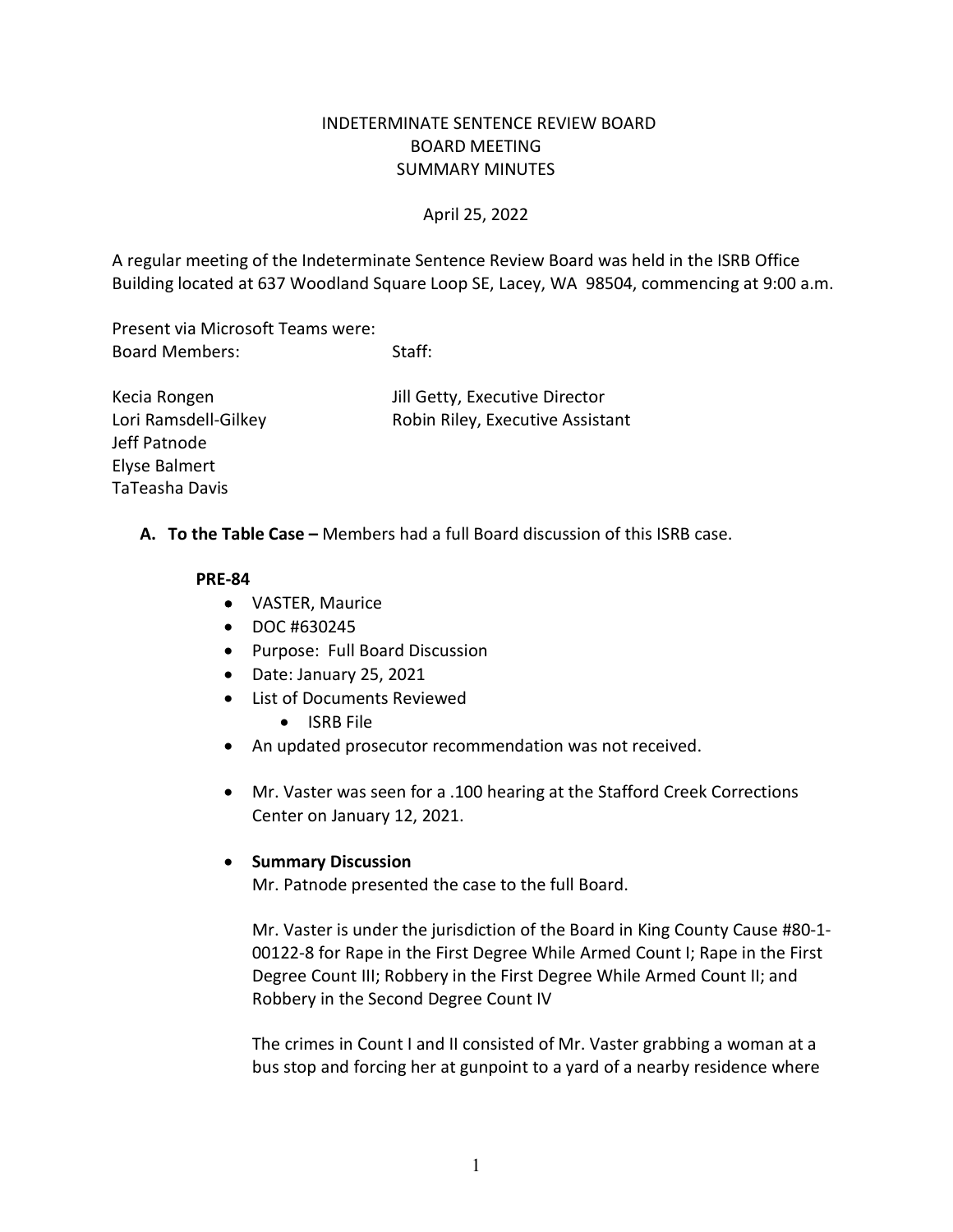# INDETERMINATE SENTENCE REVIEW BOARD
## BOARD MEETING
## SUMMARY MINUTES

April 25, 2022

A regular meeting of the Indeterminate Sentence Review Board was held in the ISRB Office Building located at 637 Woodland Square Loop SE, Lacey, WA 98504, commencing at 9:00 a.m.

Present via Microsoft Teams were:

| Board Members: | Staff: |
|---|---|
| Kecia Rongen | Jill Getty, Executive Director |
| Lori Ramsdell-Gilkey | Robin Riley, Executive Assistant |
| Jeff Patnode | |
| Elyse Balmert | |
| TaTeasha Davis | |

**A. To the Table Case –** Members had a full Board discussion of this ISRB case.

**PRE-84**

- VASTER, Maurice
- DOC #630245
- Purpose: Full Board Discussion
- Date: January 25, 2021
- List of Documents Reviewed
  - ISRB File
- An updated prosecutor recommendation was not received.
- Mr. Vaster was seen for a .100 hearing at the Stafford Creek Corrections Center on January 12, 2021.
- **Summary Discussion**

  Mr. Patnode presented the case to the full Board.

  Mr. Vaster is under the jurisdiction of the Board in King County Cause #80-1-00122-8 for Rape in the First Degree While Armed Count I; Rape in the First Degree Count III; Robbery in the First Degree While Armed Count II; and Robbery in the Second Degree Count IV

  The crimes in Count I and II consisted of Mr. Vaster grabbing a woman at a bus stop and forcing her at gunpoint to a yard of a nearby residence where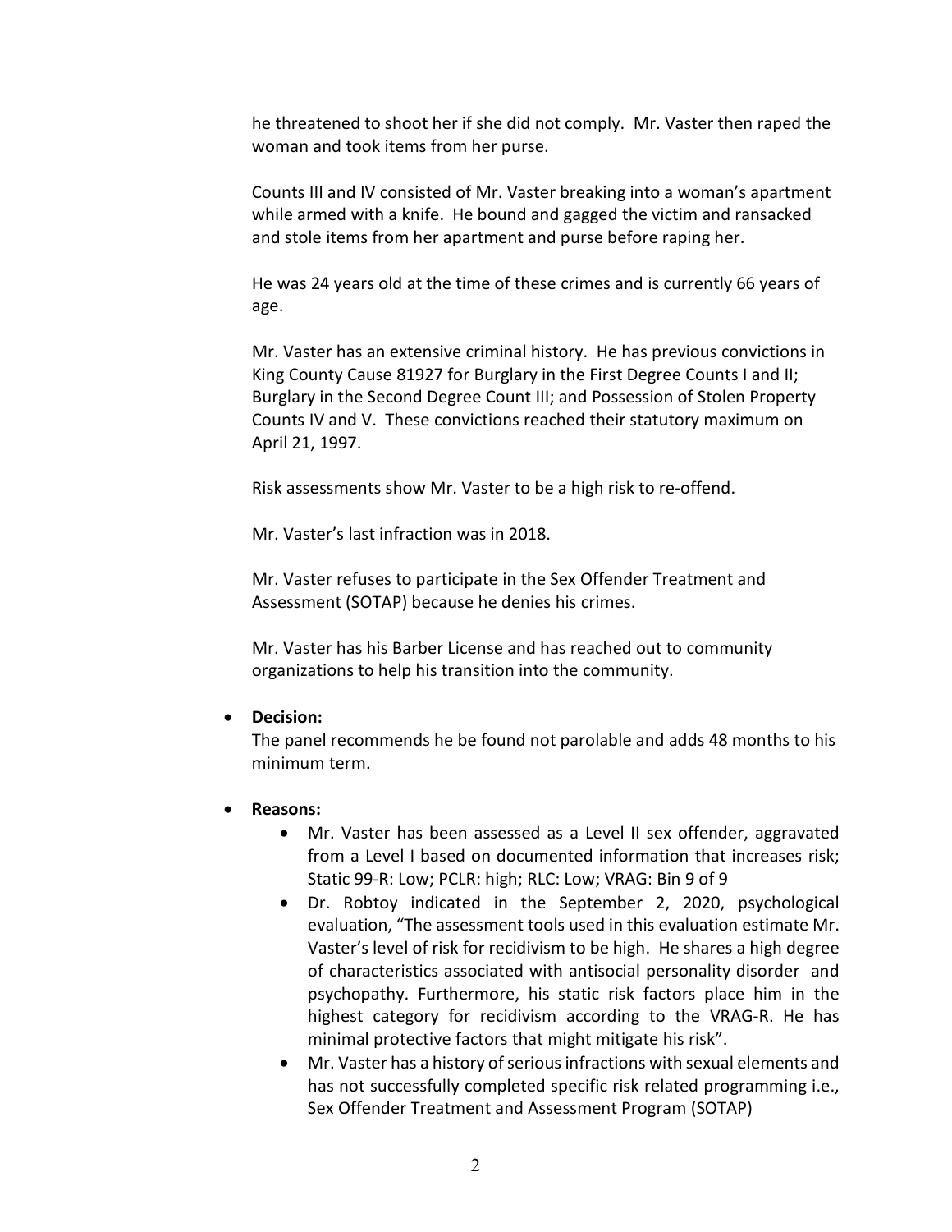he threatened to shoot her if she did not comply. Mr. Vaster then raped the woman and took items from her purse.

Counts III and IV consisted of Mr. Vaster breaking into a woman's apartment while armed with a knife. He bound and gagged the victim and ransacked and stole items from her apartment and purse before raping her.

He was 24 years old at the time of these crimes and is currently 66 years of age.

Mr. Vaster has an extensive criminal history. He has previous convictions in King County Cause 81927 for Burglary in the First Degree Counts I and II; Burglary in the Second Degree Count III; and Possession of Stolen Property Counts IV and V. These convictions reached their statutory maximum on April 21, 1997.

Risk assessments show Mr. Vaster to be a high risk to re-offend.

Mr. Vaster's last infraction was in 2018.

Mr. Vaster refuses to participate in the Sex Offender Treatment and Assessment (SOTAP) because he denies his crimes.

Mr. Vaster has his Barber License and has reached out to community organizations to help his transition into the community.

- **Decision:**
  The panel recommends he be found not parolable and adds 48 months to his minimum term.

- **Reasons:**
  - Mr. Vaster has been assessed as a Level II sex offender, aggravated from a Level I based on documented information that increases risk; Static 99-R: Low; PCLR: high; RLC: Low; VRAG: Bin 9 of 9
  - Dr. Robtoy indicated in the September 2, 2020, psychological evaluation, "The assessment tools used in this evaluation estimate Mr. Vaster's level of risk for recidivism to be high. He shares a high degree of characteristics associated with antisocial personality disorder and psychopathy. Furthermore, his static risk factors place him in the highest category for recidivism according to the VRAG-R. He has minimal protective factors that might mitigate his risk".
  - Mr. Vaster has a history of serious infractions with sexual elements and has not successfully completed specific risk related programming i.e., Sex Offender Treatment and Assessment Program (SOTAP)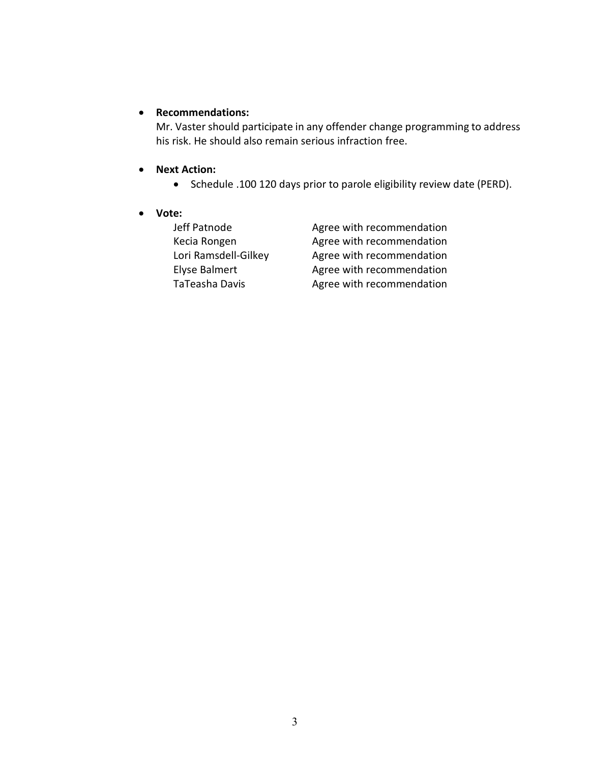- **Recommendations:**
  Mr. Vaster should participate in any offender change programming to address his risk. He should also remain serious infraction free.

- **Next Action:**
  - Schedule .100 120 days prior to parole eligibility review date (PERD).

- **Vote:**

| | |
|---|---|
| Jeff Patnode | Agree with recommendation |
| Kecia Rongen | Agree with recommendation |
| Lori Ramsdell-Gilkey | Agree with recommendation |
| Elyse Balmert | Agree with recommendation |
| TaTeasha Davis | Agree with recommendation |